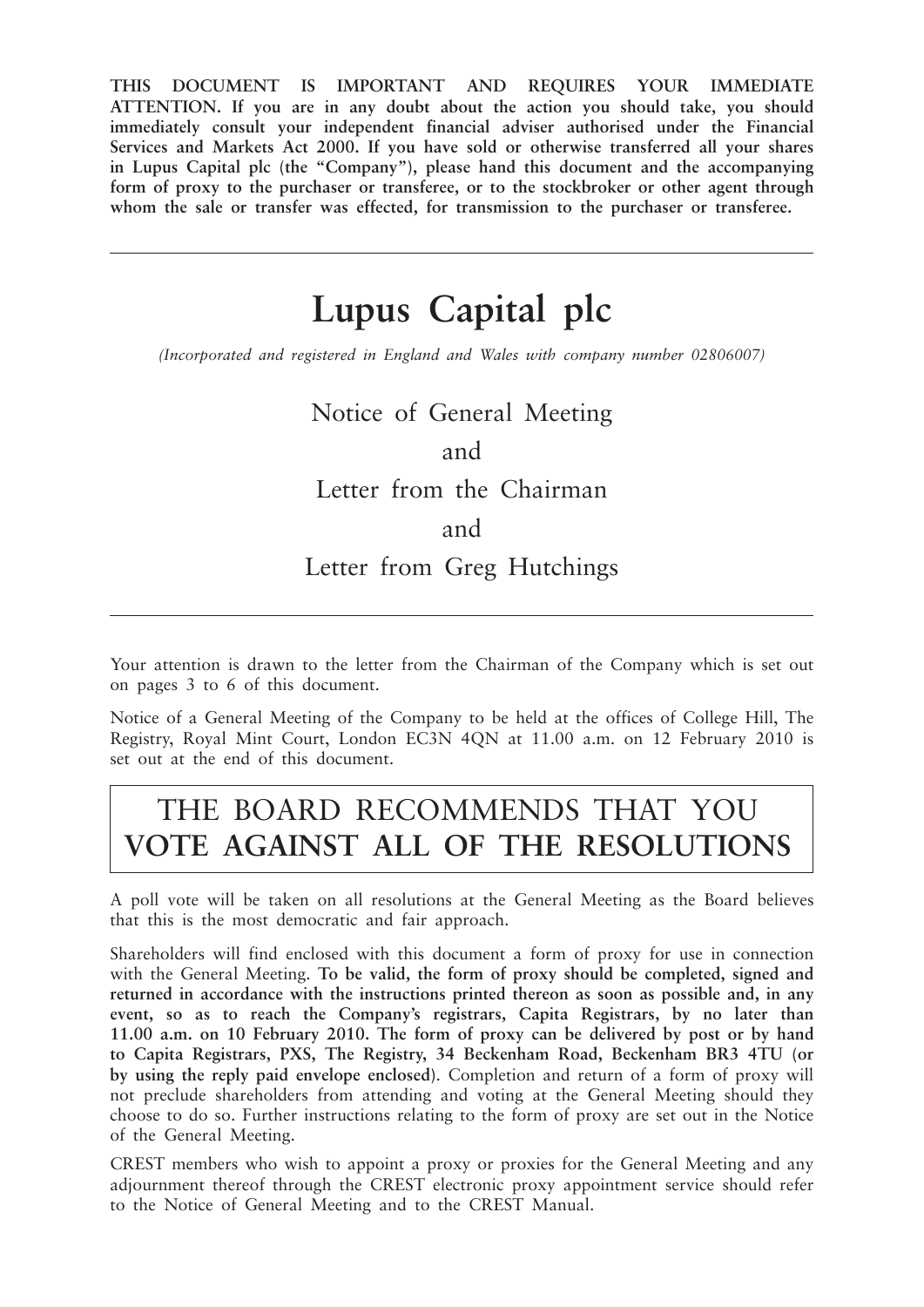**THIS DOCUMENT IS IMPORTANT AND REQUIRES YOUR IMMEDIATE ATTENTION. If you are in any doubt about the action you should take, you should immediately consult your independent financial adviser authorised under the Financial Services and Markets Act 2000. If you have sold or otherwise transferred all your shares in Lupus Capital plc (the "Company"), please hand this document and the accompanying form of proxy to the purchaser or transferee, or to the stockbroker or other agent through whom the sale or transfer was effected, for transmission to the purchaser or transferee.**

---

# Lupus Capital plc

*(Incorporated and registered in England and Wales with company number 02806007)*

Notice of General Meeting

and

Letter from the Chairman

and

Letter from Greg Hutchings

---

Your attention is drawn to the letter from the Chairman of the Company which is set out on pages 3 to 6 of this document.

Notice of a General Meeting of the Company to be held at the offices of College Hill, The Registry, Royal Mint Court, London EC3N 4QN at 11.00 a.m. on 12 February 2010 is set out at the end of this document.

## THE BOARD RECOMMENDS THAT YOU **VOTE AGAINST ALL OF THE RESOLUTIONS**

A poll vote will be taken on all resolutions at the General Meeting as the Board believes that this is the most democratic and fair approach.

Shareholders will find enclosed with this document a form of proxy for use in connection with the General Meeting. **To be valid, the form of proxy should be completed, signed and returned in accordance with the instructions printed thereon as soon as possible and, in any event, so as to reach the Company's registrars, Capita Registrars, by no later than 11.00 a.m. on 10 February 2010. The form of proxy can be delivered by post or by hand to Capita Registrars, PXS, The Registry, 34 Beckenham Road, Beckenham BR3 4TU (or by using the reply paid envelope enclosed**). Completion and return of a form of proxy will not preclude shareholders from attending and voting at the General Meeting should they choose to do so. Further instructions relating to the form of proxy are set out in the Notice of the General Meeting.

CREST members who wish to appoint a proxy or proxies for the General Meeting and any adjournment thereof through the CREST electronic proxy appointment service should refer to the Notice of General Meeting and to the CREST Manual.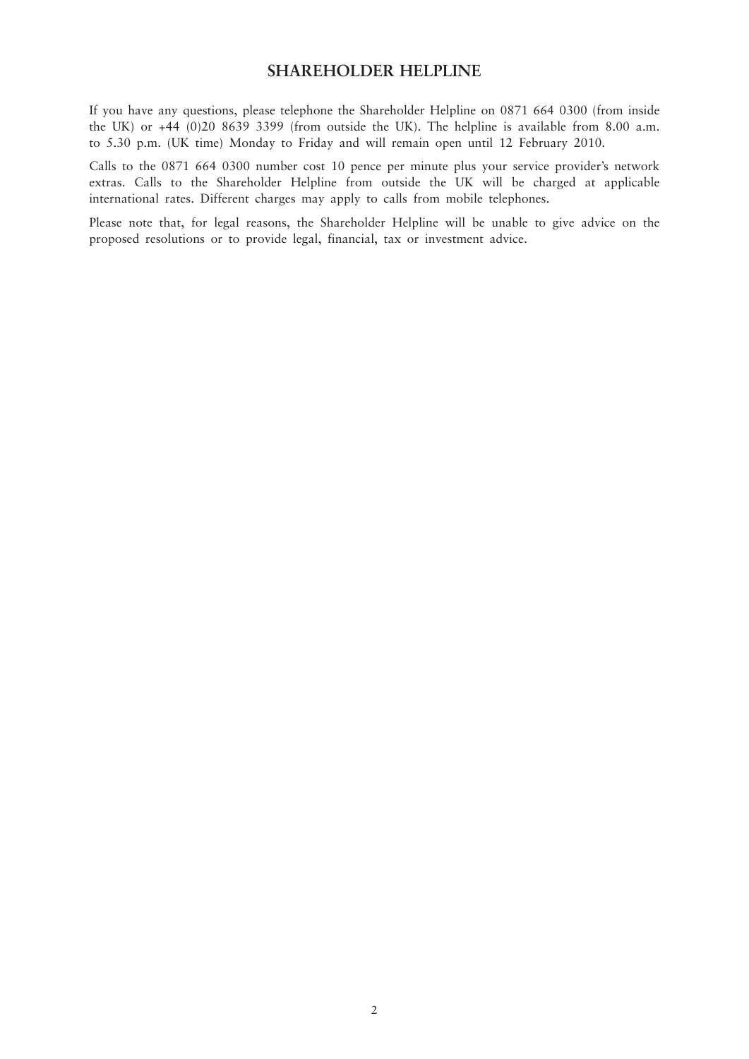# SHAREHOLDER HELPLINE

If you have any questions, please telephone the Shareholder Helpline on 0871 664 0300 (from inside the UK) or +44 (0)20 8639 3399 (from outside the UK). The helpline is available from 8.00 a.m. to 5.30 p.m. (UK time) Monday to Friday and will remain open until 12 February 2010.

Calls to the 0871 664 0300 number cost 10 pence per minute plus your service provider's network extras. Calls to the Shareholder Helpline from outside the UK will be charged at applicable international rates. Different charges may apply to calls from mobile telephones.

Please note that, for legal reasons, the Shareholder Helpline will be unable to give advice on the proposed resolutions or to provide legal, financial, tax or investment advice.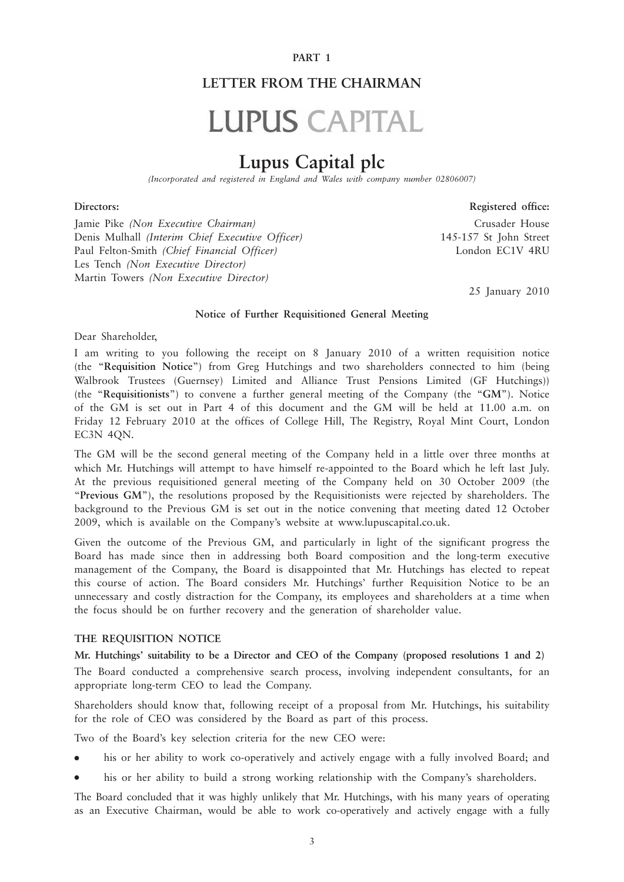**PART 1**

## LETTER FROM THE CHAIRMAN

LUPUS CAPITAL

# Lupus Capital plc

*(Incorporated and registered in England and Wales with company number 02806007)*

**Directors:**

Jamie Pike *(Non Executive Chairman)*
Denis Mulhall *(Interim Chief Executive Officer)*
Paul Felton-Smith *(Chief Financial Officer)*
Les Tench *(Non Executive Director)*
Martin Towers *(Non Executive Director)*

**Registered office:**

Crusader House
145-157 St John Street
London EC1V 4RU

25 January 2010

**Notice of Further Requisitioned General Meeting**

Dear Shareholder,

I am writing to you following the receipt on 8 January 2010 of a written requisition notice (the "**Requisition Notice**") from Greg Hutchings and two shareholders connected to him (being Walbrook Trustees (Guernsey) Limited and Alliance Trust Pensions Limited (GF Hutchings)) (the "**Requisitionists**") to convene a further general meeting of the Company (the "**GM**"). Notice of the GM is set out in Part 4 of this document and the GM will be held at 11.00 a.m. on Friday 12 February 2010 at the offices of College Hill, The Registry, Royal Mint Court, London EC3N 4QN.

The GM will be the second general meeting of the Company held in a little over three months at which Mr. Hutchings will attempt to have himself re-appointed to the Board which he left last July. At the previous requisitioned general meeting of the Company held on 30 October 2009 (the "**Previous GM**"), the resolutions proposed by the Requisitionists were rejected by shareholders. The background to the Previous GM is set out in the notice convening that meeting dated 12 October 2009, which is available on the Company's website at www.lupuscapital.co.uk.

Given the outcome of the Previous GM, and particularly in light of the significant progress the Board has made since then in addressing both Board composition and the long-term executive management of the Company, the Board is disappointed that Mr. Hutchings has elected to repeat this course of action. The Board considers Mr. Hutchings' further Requisition Notice to be an unnecessary and costly distraction for the Company, its employees and shareholders at a time when the focus should be on further recovery and the generation of shareholder value.

### THE REQUISITION NOTICE

**Mr. Hutchings' suitability to be a Director and CEO of the Company (proposed resolutions 1 and 2)**

The Board conducted a comprehensive search process, involving independent consultants, for an appropriate long-term CEO to lead the Company.

Shareholders should know that, following receipt of a proposal from Mr. Hutchings, his suitability for the role of CEO was considered by the Board as part of this process.

Two of the Board's key selection criteria for the new CEO were:

- his or her ability to work co-operatively and actively engage with a fully involved Board; and
- his or her ability to build a strong working relationship with the Company's shareholders.

The Board concluded that it was highly unlikely that Mr. Hutchings, with his many years of operating as an Executive Chairman, would be able to work co-operatively and actively engage with a fully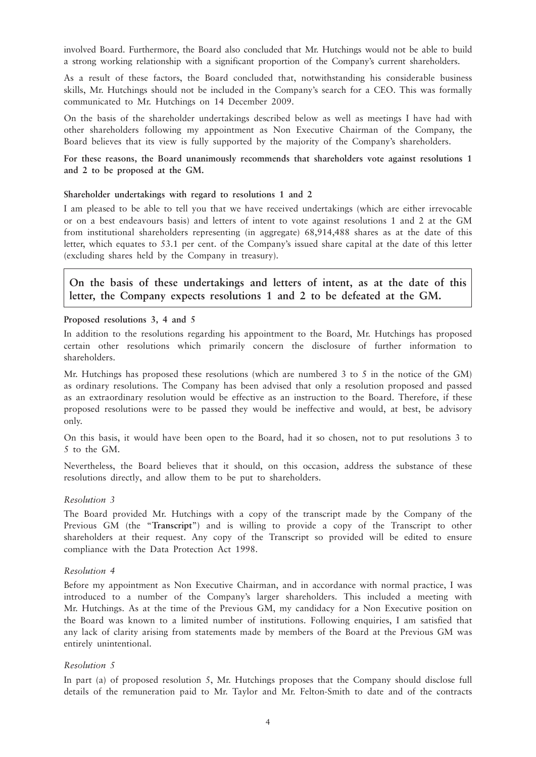involved Board. Furthermore, the Board also concluded that Mr. Hutchings would not be able to build a strong working relationship with a significant proportion of the Company's current shareholders.

As a result of these factors, the Board concluded that, notwithstanding his considerable business skills, Mr. Hutchings should not be included in the Company's search for a CEO. This was formally communicated to Mr. Hutchings on 14 December 2009.

On the basis of the shareholder undertakings described below as well as meetings I have had with other shareholders following my appointment as Non Executive Chairman of the Company, the Board believes that its view is fully supported by the majority of the Company's shareholders.

**For these reasons, the Board unanimously recommends that shareholders vote against resolutions 1 and 2 to be proposed at the GM.**

**Shareholder undertakings with regard to resolutions 1 and 2**

I am pleased to be able to tell you that we have received undertakings (which are either irrevocable or on a best endeavours basis) and letters of intent to vote against resolutions 1 and 2 at the GM from institutional shareholders representing (in aggregate) 68,914,488 shares as at the date of this letter, which equates to 53.1 per cent. of the Company's issued share capital at the date of this letter (excluding shares held by the Company in treasury).

**On the basis of these undertakings and letters of intent, as at the date of this letter, the Company expects resolutions 1 and 2 to be defeated at the GM.**

**Proposed resolutions 3, 4 and 5**

In addition to the resolutions regarding his appointment to the Board, Mr. Hutchings has proposed certain other resolutions which primarily concern the disclosure of further information to shareholders.

Mr. Hutchings has proposed these resolutions (which are numbered 3 to 5 in the notice of the GM) as ordinary resolutions. The Company has been advised that only a resolution proposed and passed as an extraordinary resolution would be effective as an instruction to the Board. Therefore, if these proposed resolutions were to be passed they would be ineffective and would, at best, be advisory only.

On this basis, it would have been open to the Board, had it so chosen, not to put resolutions 3 to 5 to the GM.

Nevertheless, the Board believes that it should, on this occasion, address the substance of these resolutions directly, and allow them to be put to shareholders.

*Resolution 3*

The Board provided Mr. Hutchings with a copy of the transcript made by the Company of the Previous GM (the "**Transcript**") and is willing to provide a copy of the Transcript to other shareholders at their request. Any copy of the Transcript so provided will be edited to ensure compliance with the Data Protection Act 1998.

*Resolution 4*

Before my appointment as Non Executive Chairman, and in accordance with normal practice, I was introduced to a number of the Company's larger shareholders. This included a meeting with Mr. Hutchings. As at the time of the Previous GM, my candidacy for a Non Executive position on the Board was known to a limited number of institutions. Following enquiries, I am satisfied that any lack of clarity arising from statements made by members of the Board at the Previous GM was entirely unintentional.

*Resolution 5*

In part (a) of proposed resolution 5, Mr. Hutchings proposes that the Company should disclose full details of the remuneration paid to Mr. Taylor and Mr. Felton-Smith to date and of the contracts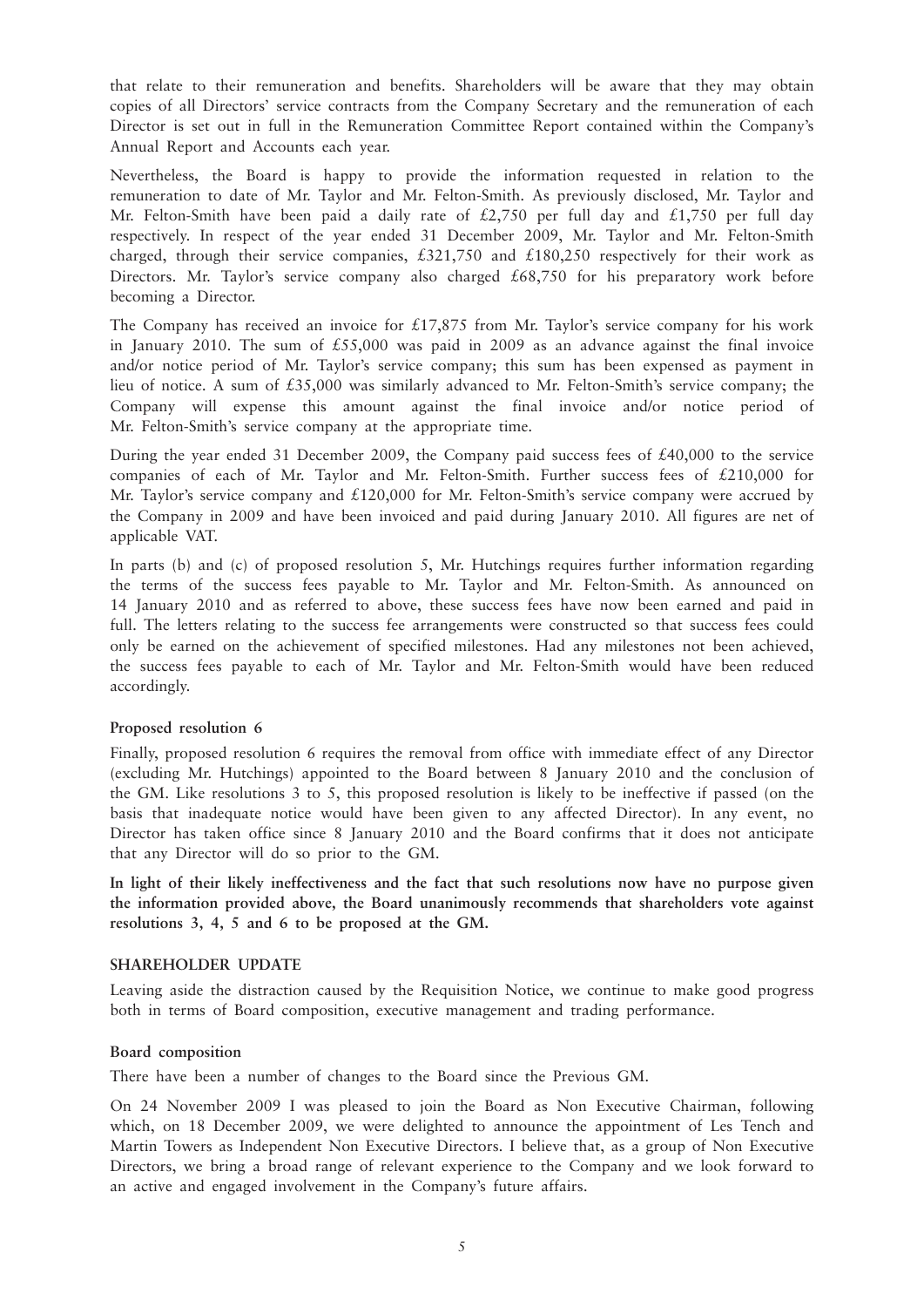that relate to their remuneration and benefits. Shareholders will be aware that they may obtain copies of all Directors' service contracts from the Company Secretary and the remuneration of each Director is set out in full in the Remuneration Committee Report contained within the Company's Annual Report and Accounts each year.

Nevertheless, the Board is happy to provide the information requested in relation to the remuneration to date of Mr. Taylor and Mr. Felton-Smith. As previously disclosed, Mr. Taylor and Mr. Felton-Smith have been paid a daily rate of £2,750 per full day and £1,750 per full day respectively. In respect of the year ended 31 December 2009, Mr. Taylor and Mr. Felton-Smith charged, through their service companies, £321,750 and £180,250 respectively for their work as Directors. Mr. Taylor's service company also charged £68,750 for his preparatory work before becoming a Director.

The Company has received an invoice for £17,875 from Mr. Taylor's service company for his work in January 2010. The sum of £55,000 was paid in 2009 as an advance against the final invoice and/or notice period of Mr. Taylor's service company; this sum has been expensed as payment in lieu of notice. A sum of £35,000 was similarly advanced to Mr. Felton-Smith's service company; the Company will expense this amount against the final invoice and/or notice period of Mr. Felton-Smith's service company at the appropriate time.

During the year ended 31 December 2009, the Company paid success fees of £40,000 to the service companies of each of Mr. Taylor and Mr. Felton-Smith. Further success fees of £210,000 for Mr. Taylor's service company and £120,000 for Mr. Felton-Smith's service company were accrued by the Company in 2009 and have been invoiced and paid during January 2010. All figures are net of applicable VAT.

In parts (b) and (c) of proposed resolution 5, Mr. Hutchings requires further information regarding the terms of the success fees payable to Mr. Taylor and Mr. Felton-Smith. As announced on 14 January 2010 and as referred to above, these success fees have now been earned and paid in full. The letters relating to the success fee arrangements were constructed so that success fees could only be earned on the achievement of specified milestones. Had any milestones not been achieved, the success fees payable to each of Mr. Taylor and Mr. Felton-Smith would have been reduced accordingly.

### Proposed resolution 6

Finally, proposed resolution 6 requires the removal from office with immediate effect of any Director (excluding Mr. Hutchings) appointed to the Board between 8 January 2010 and the conclusion of the GM. Like resolutions 3 to 5, this proposed resolution is likely to be ineffective if passed (on the basis that inadequate notice would have been given to any affected Director). In any event, no Director has taken office since 8 January 2010 and the Board confirms that it does not anticipate that any Director will do so prior to the GM.

**In light of their likely ineffectiveness and the fact that such resolutions now have no purpose given the information provided above, the Board unanimously recommends that shareholders vote against resolutions 3, 4, 5 and 6 to be proposed at the GM.**

## SHAREHOLDER UPDATE

Leaving aside the distraction caused by the Requisition Notice, we continue to make good progress both in terms of Board composition, executive management and trading performance.

### Board composition

There have been a number of changes to the Board since the Previous GM.

On 24 November 2009 I was pleased to join the Board as Non Executive Chairman, following which, on 18 December 2009, we were delighted to announce the appointment of Les Tench and Martin Towers as Independent Non Executive Directors. I believe that, as a group of Non Executive Directors, we bring a broad range of relevant experience to the Company and we look forward to an active and engaged involvement in the Company's future affairs.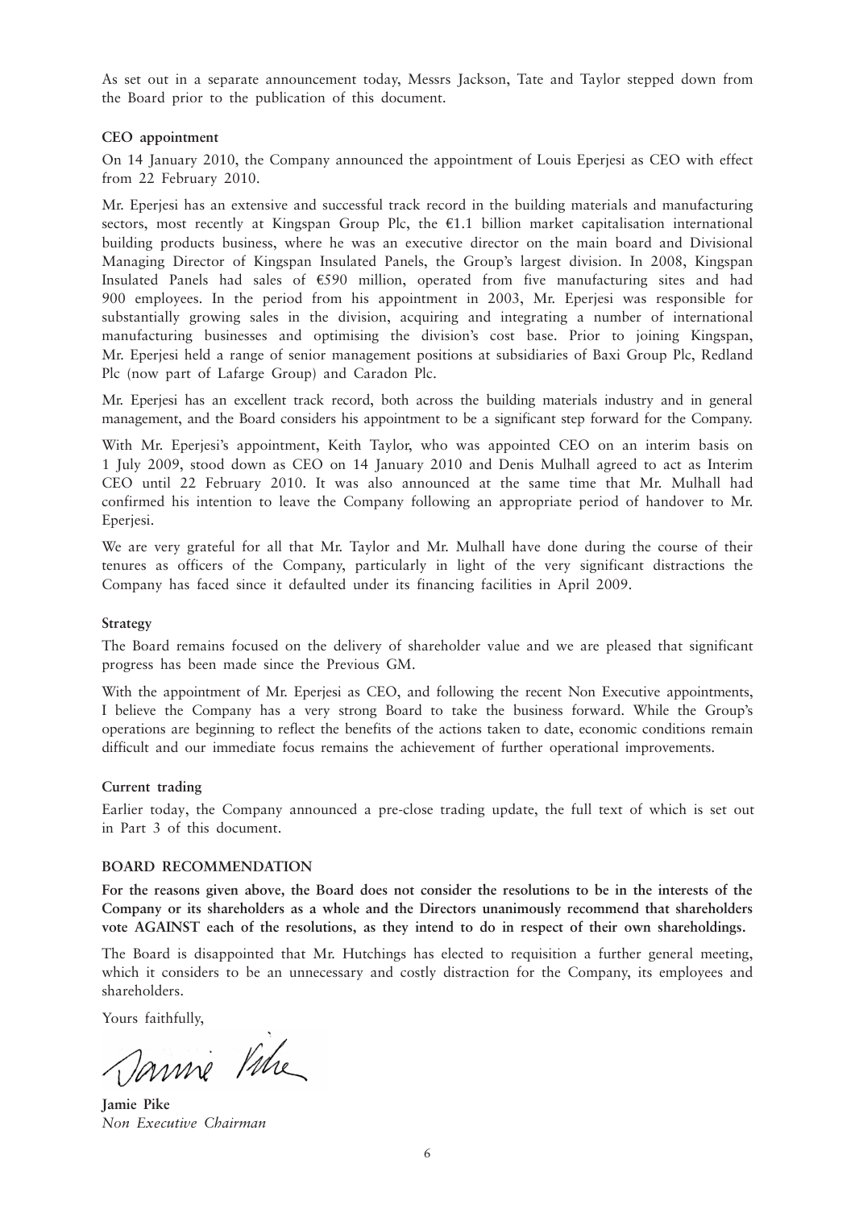As set out in a separate announcement today, Messrs Jackson, Tate and Taylor stepped down from the Board prior to the publication of this document.

**CEO appointment**

On 14 January 2010, the Company announced the appointment of Louis Eperjesi as CEO with effect from 22 February 2010.

Mr. Eperjesi has an extensive and successful track record in the building materials and manufacturing sectors, most recently at Kingspan Group Plc, the €1.1 billion market capitalisation international building products business, where he was an executive director on the main board and Divisional Managing Director of Kingspan Insulated Panels, the Group's largest division. In 2008, Kingspan Insulated Panels had sales of €590 million, operated from five manufacturing sites and had 900 employees. In the period from his appointment in 2003, Mr. Eperjesi was responsible for substantially growing sales in the division, acquiring and integrating a number of international manufacturing businesses and optimising the division's cost base. Prior to joining Kingspan, Mr. Eperjesi held a range of senior management positions at subsidiaries of Baxi Group Plc, Redland Plc (now part of Lafarge Group) and Caradon Plc.

Mr. Eperjesi has an excellent track record, both across the building materials industry and in general management, and the Board considers his appointment to be a significant step forward for the Company.

With Mr. Eperjesi's appointment, Keith Taylor, who was appointed CEO on an interim basis on 1 July 2009, stood down as CEO on 14 January 2010 and Denis Mulhall agreed to act as Interim CEO until 22 February 2010. It was also announced at the same time that Mr. Mulhall had confirmed his intention to leave the Company following an appropriate period of handover to Mr. Eperjesi.

We are very grateful for all that Mr. Taylor and Mr. Mulhall have done during the course of their tenures as officers of the Company, particularly in light of the very significant distractions the Company has faced since it defaulted under its financing facilities in April 2009.

**Strategy**

The Board remains focused on the delivery of shareholder value and we are pleased that significant progress has been made since the Previous GM.

With the appointment of Mr. Eperjesi as CEO, and following the recent Non Executive appointments, I believe the Company has a very strong Board to take the business forward. While the Group's operations are beginning to reflect the benefits of the actions taken to date, economic conditions remain difficult and our immediate focus remains the achievement of further operational improvements.

**Current trading**

Earlier today, the Company announced a pre-close trading update, the full text of which is set out in Part 3 of this document.

**BOARD RECOMMENDATION**

**For the reasons given above, the Board does not consider the resolutions to be in the interests of the Company or its shareholders as a whole and the Directors unanimously recommend that shareholders vote AGAINST each of the resolutions, as they intend to do in respect of their own shareholdings.**

The Board is disappointed that Mr. Hutchings has elected to requisition a further general meeting, which it considers to be an unnecessary and costly distraction for the Company, its employees and shareholders.

Yours faithfully,

**Jamie Pike**
*Non Executive Chairman*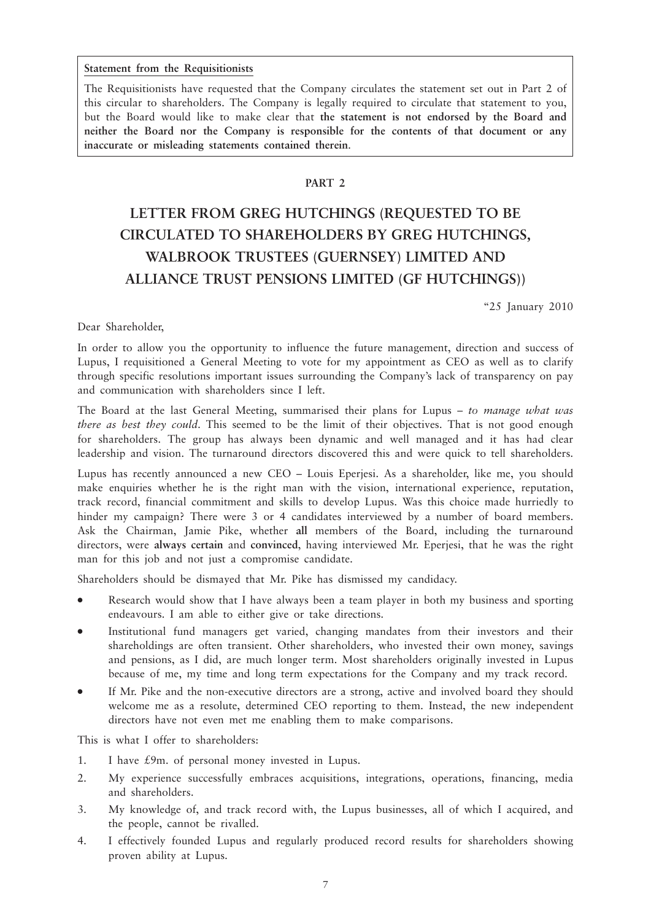**Statement from the Requisitionists**

The Requisitionists have requested that the Company circulates the statement set out in Part 2 of this circular to shareholders. The Company is legally required to circulate that statement to you, but the Board would like to make clear that **the statement is not endorsed by the Board and neither the Board nor the Company is responsible for the contents of that document or any inaccurate or misleading statements contained therein**.

## PART 2

# LETTER FROM GREG HUTCHINGS (REQUESTED TO BE CIRCULATED TO SHAREHOLDERS BY GREG HUTCHINGS, WALBROOK TRUSTEES (GUERNSEY) LIMITED AND ALLIANCE TRUST PENSIONS LIMITED (GF HUTCHINGS))

"25 January 2010

Dear Shareholder,

In order to allow you the opportunity to influence the future management, direction and success of Lupus, I requisitioned a General Meeting to vote for my appointment as CEO as well as to clarify through specific resolutions important issues surrounding the Company's lack of transparency on pay and communication with shareholders since I left.

The Board at the last General Meeting, summarised their plans for Lupus – *to manage what was there as best they could*. This seemed to be the limit of their objectives. That is not good enough for shareholders. The group has always been dynamic and well managed and it has had clear leadership and vision. The turnaround directors discovered this and were quick to tell shareholders.

Lupus has recently announced a new CEO – Louis Eperjesi. As a shareholder, like me, you should make enquiries whether he is the right man with the vision, international experience, reputation, track record, financial commitment and skills to develop Lupus. Was this choice made hurriedly to hinder my campaign? There were 3 or 4 candidates interviewed by a number of board members. Ask the Chairman, Jamie Pike, whether **all** members of the Board, including the turnaround directors, were **always certain** and **convinced**, having interviewed Mr. Eperjesi, that he was the right man for this job and not just a compromise candidate.

Shareholders should be dismayed that Mr. Pike has dismissed my candidacy.

- Research would show that I have always been a team player in both my business and sporting endeavours. I am able to either give or take directions.
- Institutional fund managers get varied, changing mandates from their investors and their shareholdings are often transient. Other shareholders, who invested their own money, savings and pensions, as I did, are much longer term. Most shareholders originally invested in Lupus because of me, my time and long term expectations for the Company and my track record.
- If Mr. Pike and the non-executive directors are a strong, active and involved board they should welcome me as a resolute, determined CEO reporting to them. Instead, the new independent directors have not even met me enabling them to make comparisons.

This is what I offer to shareholders:

1. I have £9m. of personal money invested in Lupus.
2. My experience successfully embraces acquisitions, integrations, operations, financing, media and shareholders.
3. My knowledge of, and track record with, the Lupus businesses, all of which I acquired, and the people, cannot be rivalled.
4. I effectively founded Lupus and regularly produced record results for shareholders showing proven ability at Lupus.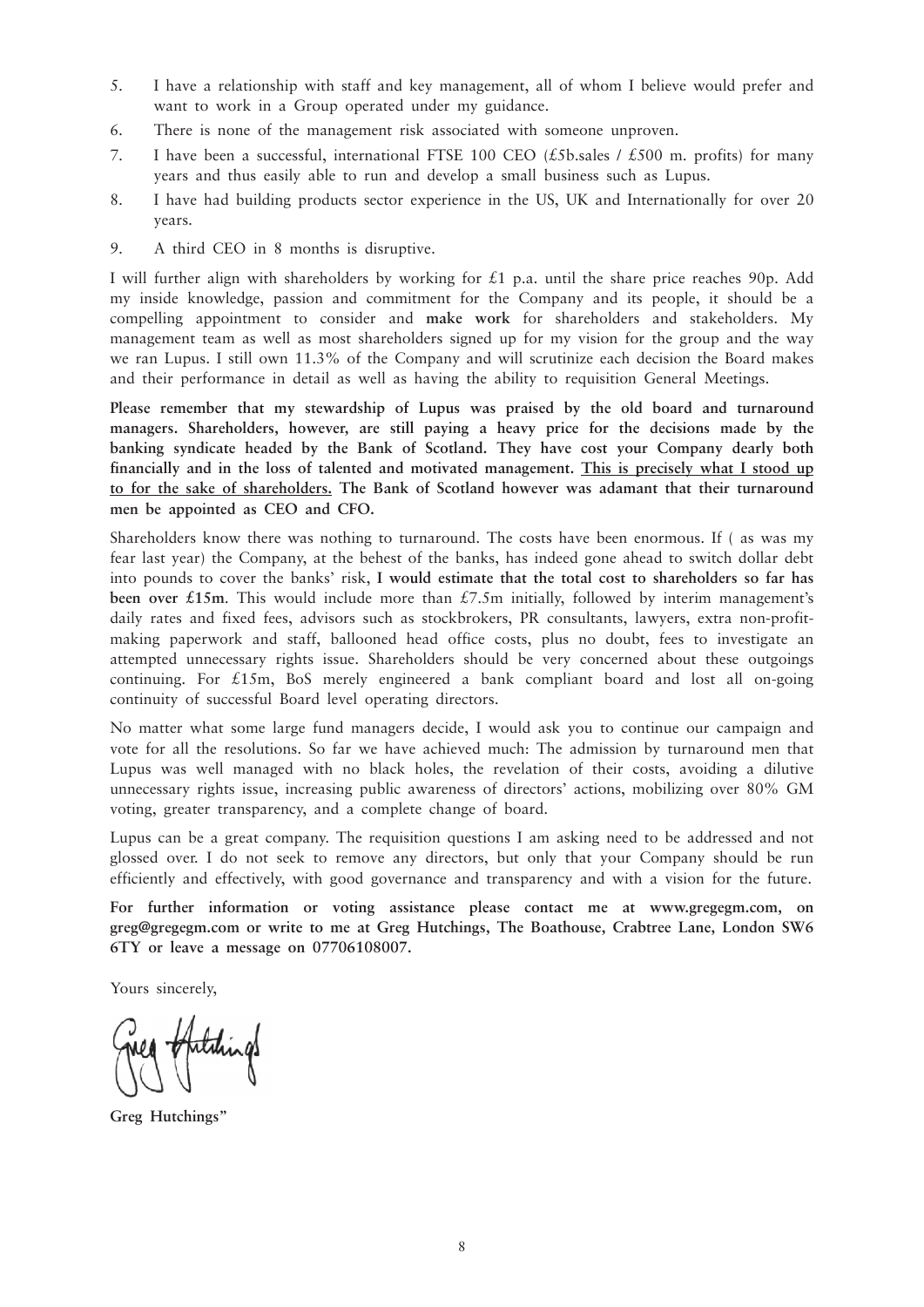5. I have a relationship with staff and key management, all of whom I believe would prefer and want to work in a Group operated under my guidance.
6. There is none of the management risk associated with someone unproven.
7. I have been a successful, international FTSE 100 CEO (£5b.sales / £500 m. profits) for many years and thus easily able to run and develop a small business such as Lupus.
8. I have had building products sector experience in the US, UK and Internationally for over 20 years.
9. A third CEO in 8 months is disruptive.

I will further align with shareholders by working for £1 p.a. until the share price reaches 90p. Add my inside knowledge, passion and commitment for the Company and its people, it should be a compelling appointment to consider and **make work** for shareholders and stakeholders. My management team as well as most shareholders signed up for my vision for the group and the way we ran Lupus. I still own 11.3% of the Company and will scrutinize each decision the Board makes and their performance in detail as well as having the ability to requisition General Meetings.

**Please remember that my stewardship of Lupus was praised by the old board and turnaround managers. Shareholders, however, are still paying a heavy price for the decisions made by the banking syndicate headed by the Bank of Scotland. They have cost your Company dearly both financially and in the loss of talented and motivated management. <u>This is precisely what I stood up to for the sake of shareholders.</u> The Bank of Scotland however was adamant that their turnaround men be appointed as CEO and CFO.**

Shareholders know there was nothing to turnaround. The costs have been enormous. If ( as was my fear last year) the Company, at the behest of the banks, has indeed gone ahead to switch dollar debt into pounds to cover the banks' risk, **I would estimate that the total cost to shareholders so far has been over £15m**. This would include more than £7.5m initially, followed by interim management's daily rates and fixed fees, advisors such as stockbrokers, PR consultants, lawyers, extra non-profit-making paperwork and staff, ballooned head office costs, plus no doubt, fees to investigate an attempted unnecessary rights issue. Shareholders should be very concerned about these outgoings continuing. For £15m, BoS merely engineered a bank compliant board and lost all on-going continuity of successful Board level operating directors.

No matter what some large fund managers decide, I would ask you to continue our campaign and vote for all the resolutions. So far we have achieved much: The admission by turnaround men that Lupus was well managed with no black holes, the revelation of their costs, avoiding a dilutive unnecessary rights issue, increasing public awareness of directors' actions, mobilizing over 80% GM voting, greater transparency, and a complete change of board.

Lupus can be a great company. The requisition questions I am asking need to be addressed and not glossed over. I do not seek to remove any directors, but only that your Company should be run efficiently and effectively, with good governance and transparency and with a vision for the future.

**For further information or voting assistance please contact me at www.gregegm.com, on greg@gregegm.com or write to me at Greg Hutchings, The Boathouse, Crabtree Lane, London SW6 6TY or leave a message on 07706108007.**

Yours sincerely,

**Greg Hutchings"**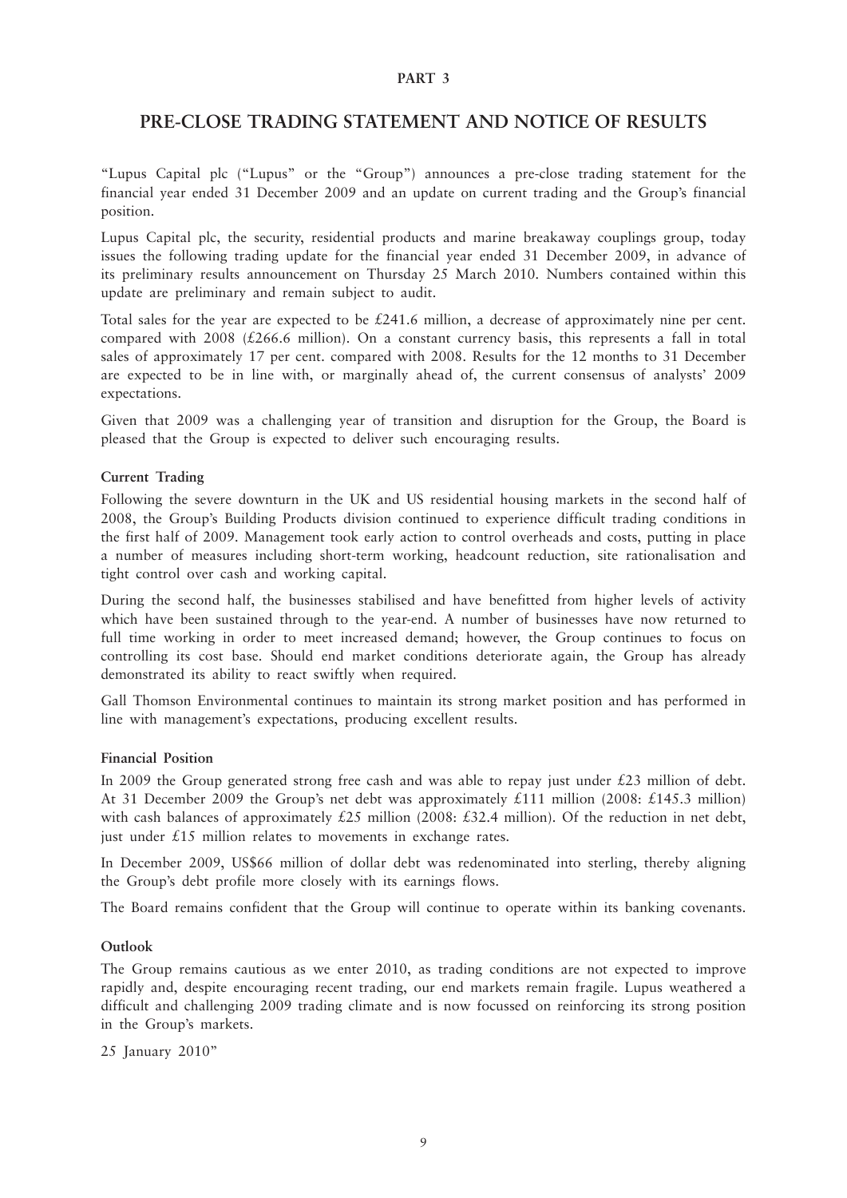**PART 3**

# PRE-CLOSE TRADING STATEMENT AND NOTICE OF RESULTS

"Lupus Capital plc ("Lupus" or the "Group") announces a pre-close trading statement for the financial year ended 31 December 2009 and an update on current trading and the Group's financial position.

Lupus Capital plc, the security, residential products and marine breakaway couplings group, today issues the following trading update for the financial year ended 31 December 2009, in advance of its preliminary results announcement on Thursday 25 March 2010. Numbers contained within this update are preliminary and remain subject to audit.

Total sales for the year are expected to be £241.6 million, a decrease of approximately nine per cent. compared with 2008 (£266.6 million). On a constant currency basis, this represents a fall in total sales of approximately 17 per cent. compared with 2008. Results for the 12 months to 31 December are expected to be in line with, or marginally ahead of, the current consensus of analysts' 2009 expectations.

Given that 2009 was a challenging year of transition and disruption for the Group, the Board is pleased that the Group is expected to deliver such encouraging results.

**Current Trading**

Following the severe downturn in the UK and US residential housing markets in the second half of 2008, the Group's Building Products division continued to experience difficult trading conditions in the first half of 2009. Management took early action to control overheads and costs, putting in place a number of measures including short-term working, headcount reduction, site rationalisation and tight control over cash and working capital.

During the second half, the businesses stabilised and have benefitted from higher levels of activity which have been sustained through to the year-end. A number of businesses have now returned to full time working in order to meet increased demand; however, the Group continues to focus on controlling its cost base. Should end market conditions deteriorate again, the Group has already demonstrated its ability to react swiftly when required.

Gall Thomson Environmental continues to maintain its strong market position and has performed in line with management's expectations, producing excellent results.

**Financial Position**

In 2009 the Group generated strong free cash and was able to repay just under £23 million of debt. At 31 December 2009 the Group's net debt was approximately £111 million (2008: £145.3 million) with cash balances of approximately £25 million (2008: £32.4 million). Of the reduction in net debt, just under £15 million relates to movements in exchange rates.

In December 2009, US$66 million of dollar debt was redenominated into sterling, thereby aligning the Group's debt profile more closely with its earnings flows.

The Board remains confident that the Group will continue to operate within its banking covenants.

**Outlook**

The Group remains cautious as we enter 2010, as trading conditions are not expected to improve rapidly and, despite encouraging recent trading, our end markets remain fragile. Lupus weathered a difficult and challenging 2009 trading climate and is now focussed on reinforcing its strong position in the Group's markets.

25 January 2010"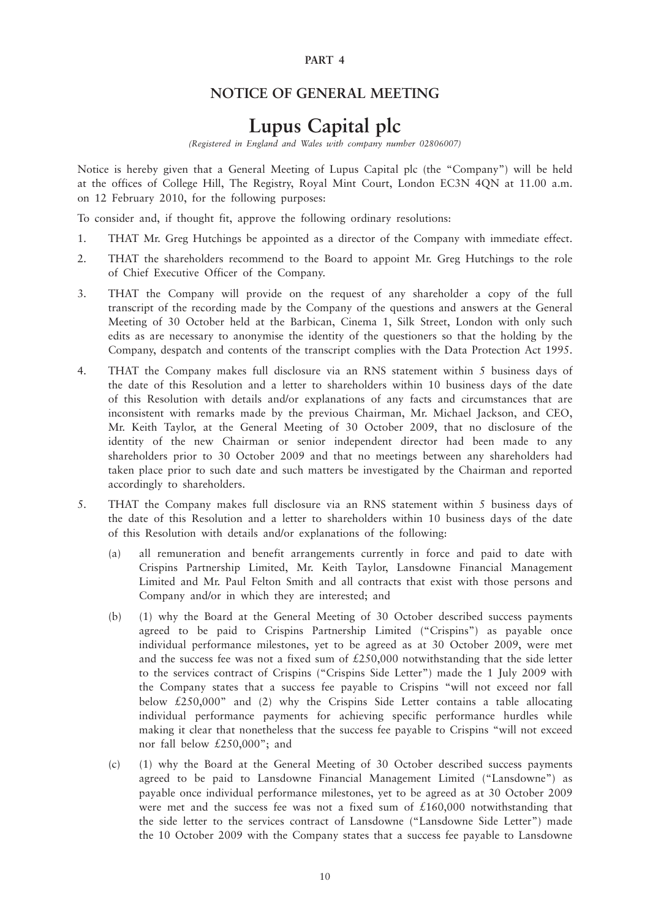**PART 4**

## NOTICE OF GENERAL MEETING

# Lupus Capital plc

*(Registered in England and Wales with company number 02806007)*

Notice is hereby given that a General Meeting of Lupus Capital plc (the "Company") will be held at the offices of College Hill, The Registry, Royal Mint Court, London EC3N 4QN at 11.00 a.m. on 12 February 2010, for the following purposes:

To consider and, if thought fit, approve the following ordinary resolutions:

1. THAT Mr. Greg Hutchings be appointed as a director of the Company with immediate effect.

2. THAT the shareholders recommend to the Board to appoint Mr. Greg Hutchings to the role of Chief Executive Officer of the Company.

3. THAT the Company will provide on the request of any shareholder a copy of the full transcript of the recording made by the Company of the questions and answers at the General Meeting of 30 October held at the Barbican, Cinema 1, Silk Street, London with only such edits as are necessary to anonymise the identity of the questioners so that the holding by the Company, despatch and contents of the transcript complies with the Data Protection Act 1995.

4. THAT the Company makes full disclosure via an RNS statement within 5 business days of the date of this Resolution and a letter to shareholders within 10 business days of the date of this Resolution with details and/or explanations of any facts and circumstances that are inconsistent with remarks made by the previous Chairman, Mr. Michael Jackson, and CEO, Mr. Keith Taylor, at the General Meeting of 30 October 2009, that no disclosure of the identity of the new Chairman or senior independent director had been made to any shareholders prior to 30 October 2009 and that no meetings between any shareholders had taken place prior to such date and such matters be investigated by the Chairman and reported accordingly to shareholders.

5. THAT the Company makes full disclosure via an RNS statement within 5 business days of the date of this Resolution and a letter to shareholders within 10 business days of the date of this Resolution with details and/or explanations of the following:

   (a) all remuneration and benefit arrangements currently in force and paid to date with Crispins Partnership Limited, Mr. Keith Taylor, Lansdowne Financial Management Limited and Mr. Paul Felton Smith and all contracts that exist with those persons and Company and/or in which they are interested; and

   (b) (1) why the Board at the General Meeting of 30 October described success payments agreed to be paid to Crispins Partnership Limited ("Crispins") as payable once individual performance milestones, yet to be agreed as at 30 October 2009, were met and the success fee was not a fixed sum of £250,000 notwithstanding that the side letter to the services contract of Crispins ("Crispins Side Letter") made the 1 July 2009 with the Company states that a success fee payable to Crispins "will not exceed nor fall below £250,000" and (2) why the Crispins Side Letter contains a table allocating individual performance payments for achieving specific performance hurdles while making it clear that nonetheless that the success fee payable to Crispins "will not exceed nor fall below £250,000"; and

   (c) (1) why the Board at the General Meeting of 30 October described success payments agreed to be paid to Lansdowne Financial Management Limited ("Lansdowne") as payable once individual performance milestones, yet to be agreed as at 30 October 2009 were met and the success fee was not a fixed sum of £160,000 notwithstanding that the side letter to the services contract of Lansdowne ("Lansdowne Side Letter") made the 10 October 2009 with the Company states that a success fee payable to Lansdowne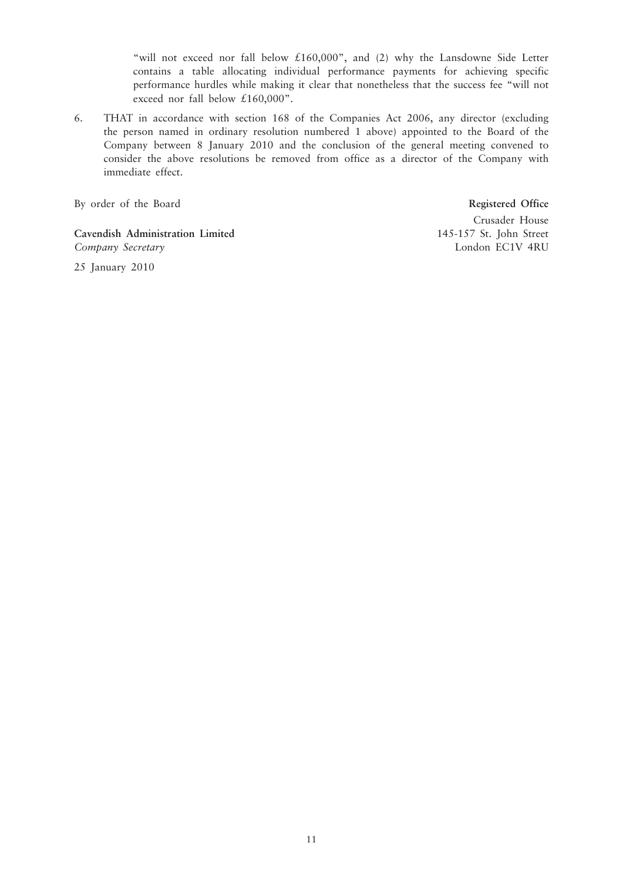"will not exceed nor fall below £160,000", and (2) why the Lansdowne Side Letter contains a table allocating individual performance payments for achieving specific performance hurdles while making it clear that nonetheless that the success fee "will not exceed nor fall below £160,000".

6. THAT in accordance with section 168 of the Companies Act 2006, any director (excluding the person named in ordinary resolution numbered 1 above) appointed to the Board of the Company between 8 January 2010 and the conclusion of the general meeting convened to consider the above resolutions be removed from office as a director of the Company with immediate effect.

By order of the Board

**Cavendish Administration Limited**
*Company Secretary*

25 January 2010

**Registered Office**
Crusader House
145-157 St. John Street
London EC1V 4RU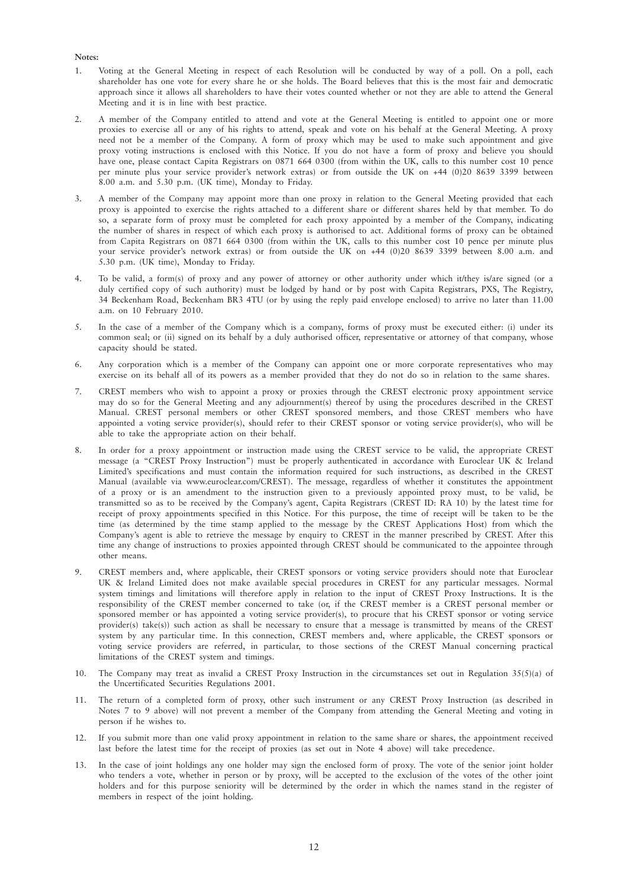**Notes:**

1. Voting at the General Meeting in respect of each Resolution will be conducted by way of a poll. On a poll, each shareholder has one vote for every share he or she holds. The Board believes that this is the most fair and democratic approach since it allows all shareholders to have their votes counted whether or not they are able to attend the General Meeting and it is in line with best practice.

2. A member of the Company entitled to attend and vote at the General Meeting is entitled to appoint one or more proxies to exercise all or any of his rights to attend, speak and vote on his behalf at the General Meeting. A proxy need not be a member of the Company. A form of proxy which may be used to make such appointment and give proxy voting instructions is enclosed with this Notice. If you do not have a form of proxy and believe you should have one, please contact Capita Registrars on 0871 664 0300 (from within the UK, calls to this number cost 10 pence per minute plus your service provider's network extras) or from outside the UK on +44 (0)20 8639 3399 between 8.00 a.m. and 5.30 p.m. (UK time), Monday to Friday.

3. A member of the Company may appoint more than one proxy in relation to the General Meeting provided that each proxy is appointed to exercise the rights attached to a different share or different shares held by that member. To do so, a separate form of proxy must be completed for each proxy appointed by a member of the Company, indicating the number of shares in respect of which each proxy is authorised to act. Additional forms of proxy can be obtained from Capita Registrars on 0871 664 0300 (from within the UK, calls to this number cost 10 pence per minute plus your service provider's network extras) or from outside the UK on +44 (0)20 8639 3399 between 8.00 a.m. and 5.30 p.m. (UK time), Monday to Friday.

4. To be valid, a form(s) of proxy and any power of attorney or other authority under which it/they is/are signed (or a duly certified copy of such authority) must be lodged by hand or by post with Capita Registrars, PXS, The Registry, 34 Beckenham Road, Beckenham BR3 4TU (or by using the reply paid envelope enclosed) to arrive no later than 11.00 a.m. on 10 February 2010.

5. In the case of a member of the Company which is a company, forms of proxy must be executed either: (i) under its common seal; or (ii) signed on its behalf by a duly authorised officer, representative or attorney of that company, whose capacity should be stated.

6. Any corporation which is a member of the Company can appoint one or more corporate representatives who may exercise on its behalf all of its powers as a member provided that they do not do so in relation to the same shares.

7. CREST members who wish to appoint a proxy or proxies through the CREST electronic proxy appointment service may do so for the General Meeting and any adjournment(s) thereof by using the procedures described in the CREST Manual. CREST personal members or other CREST sponsored members, and those CREST members who have appointed a voting service provider(s), should refer to their CREST sponsor or voting service provider(s), who will be able to take the appropriate action on their behalf.

8. In order for a proxy appointment or instruction made using the CREST service to be valid, the appropriate CREST message (a "CREST Proxy Instruction") must be properly authenticated in accordance with Euroclear UK & Ireland Limited's specifications and must contain the information required for such instructions, as described in the CREST Manual (available via www.euroclear.com/CREST). The message, regardless of whether it constitutes the appointment of a proxy or is an amendment to the instruction given to a previously appointed proxy must, to be valid, be transmitted so as to be received by the Company's agent, Capita Registrars (CREST ID: RA 10) by the latest time for receipt of proxy appointments specified in this Notice. For this purpose, the time of receipt will be taken to be the time (as determined by the time stamp applied to the message by the CREST Applications Host) from which the Company's agent is able to retrieve the message by enquiry to CREST in the manner prescribed by CREST. After this time any change of instructions to proxies appointed through CREST should be communicated to the appointee through other means.

9. CREST members and, where applicable, their CREST sponsors or voting service providers should note that Euroclear UK & Ireland Limited does not make available special procedures in CREST for any particular messages. Normal system timings and limitations will therefore apply in relation to the input of CREST Proxy Instructions. It is the responsibility of the CREST member concerned to take (or, if the CREST member is a CREST personal member or sponsored member or has appointed a voting service provider(s), to procure that his CREST sponsor or voting service provider(s) take(s)) such action as shall be necessary to ensure that a message is transmitted by means of the CREST system by any particular time. In this connection, CREST members and, where applicable, the CREST sponsors or voting service providers are referred, in particular, to those sections of the CREST Manual concerning practical limitations of the CREST system and timings.

10. The Company may treat as invalid a CREST Proxy Instruction in the circumstances set out in Regulation 35(5)(a) of the Uncertificated Securities Regulations 2001.

11. The return of a completed form of proxy, other such instrument or any CREST Proxy Instruction (as described in Notes 7 to 9 above) will not prevent a member of the Company from attending the General Meeting and voting in person if he wishes to.

12. If you submit more than one valid proxy appointment in relation to the same share or shares, the appointment received last before the latest time for the receipt of proxies (as set out in Note 4 above) will take precedence.

13. In the case of joint holdings any one holder may sign the enclosed form of proxy. The vote of the senior joint holder who tenders a vote, whether in person or by proxy, will be accepted to the exclusion of the votes of the other joint holders and for this purpose seniority will be determined by the order in which the names stand in the register of members in respect of the joint holding.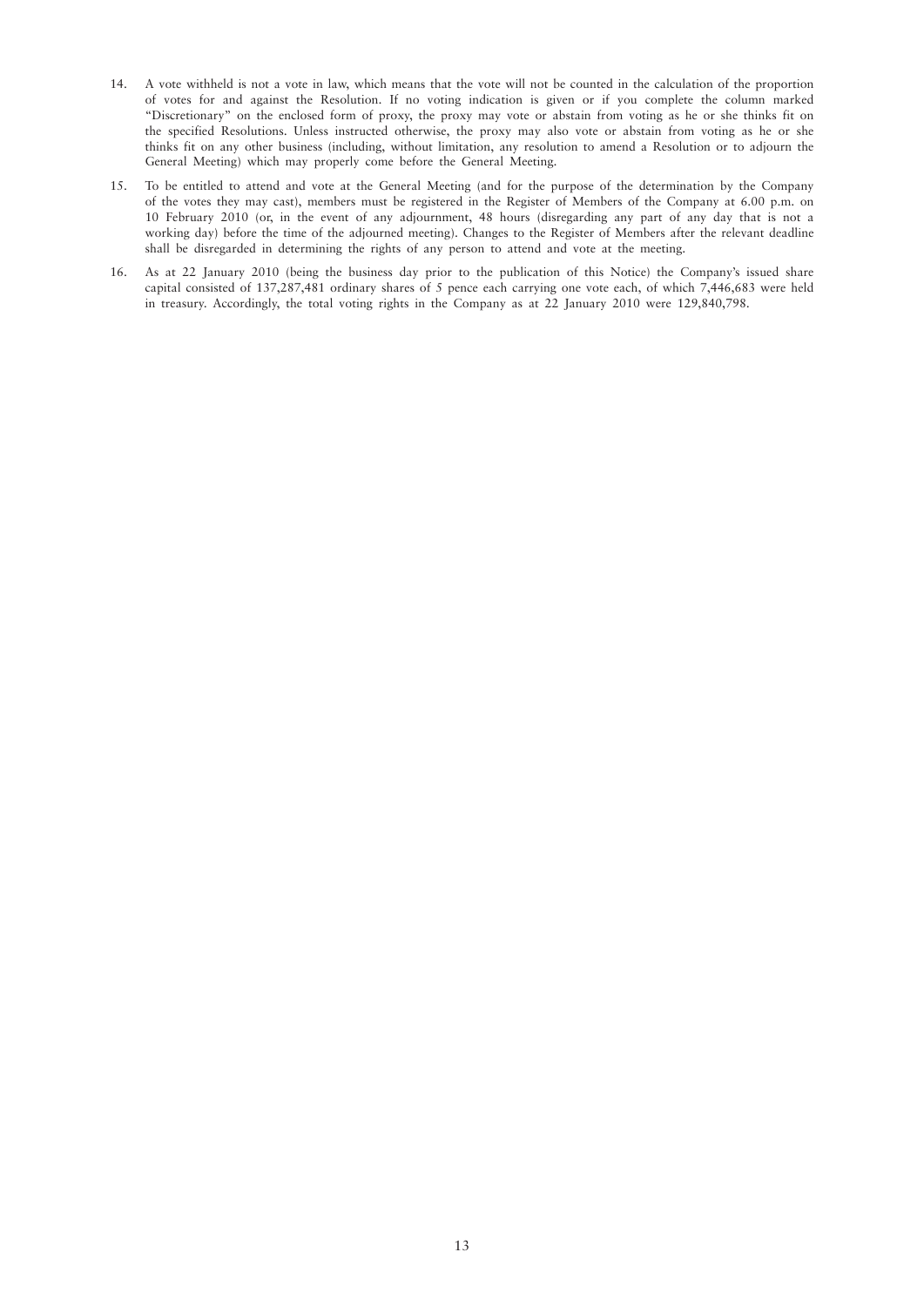14. A vote withheld is not a vote in law, which means that the vote will not be counted in the calculation of the proportion of votes for and against the Resolution. If no voting indication is given or if you complete the column marked "Discretionary" on the enclosed form of proxy, the proxy may vote or abstain from voting as he or she thinks fit on the specified Resolutions. Unless instructed otherwise, the proxy may also vote or abstain from voting as he or she thinks fit on any other business (including, without limitation, any resolution to amend a Resolution or to adjourn the General Meeting) which may properly come before the General Meeting.

15. To be entitled to attend and vote at the General Meeting (and for the purpose of the determination by the Company of the votes they may cast), members must be registered in the Register of Members of the Company at 6.00 p.m. on 10 February 2010 (or, in the event of any adjournment, 48 hours (disregarding any part of any day that is not a working day) before the time of the adjourned meeting). Changes to the Register of Members after the relevant deadline shall be disregarded in determining the rights of any person to attend and vote at the meeting.

16. As at 22 January 2010 (being the business day prior to the publication of this Notice) the Company's issued share capital consisted of 137,287,481 ordinary shares of 5 pence each carrying one vote each, of which 7,446,683 were held in treasury. Accordingly, the total voting rights in the Company as at 22 January 2010 were 129,840,798.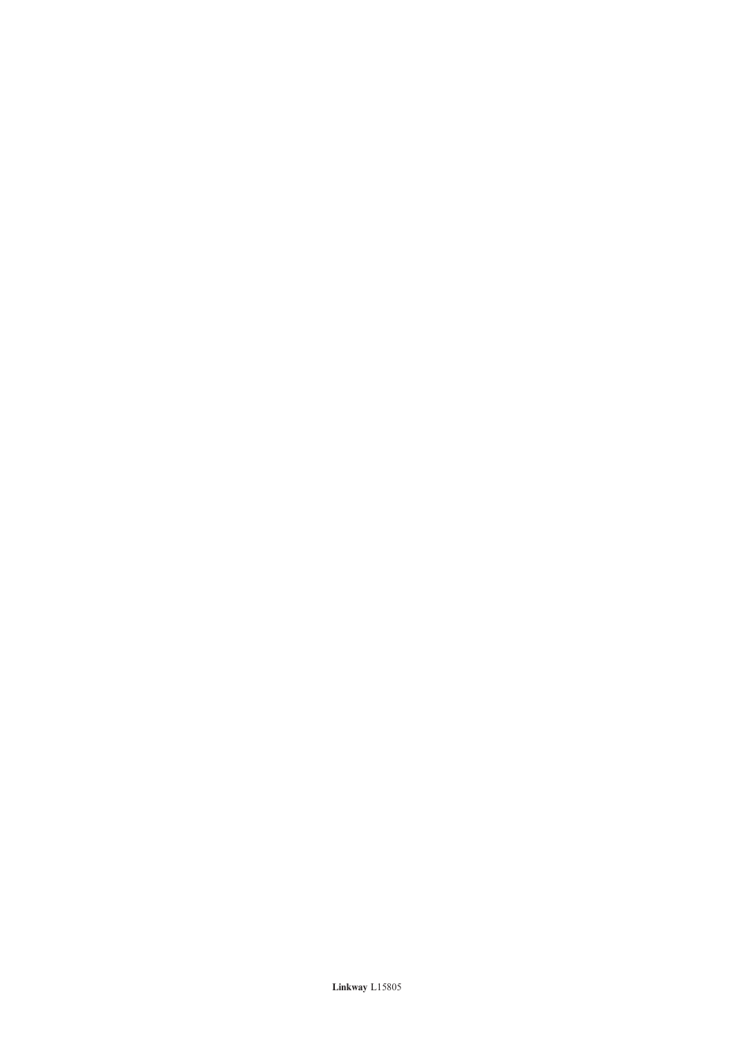**Linkway** L15805